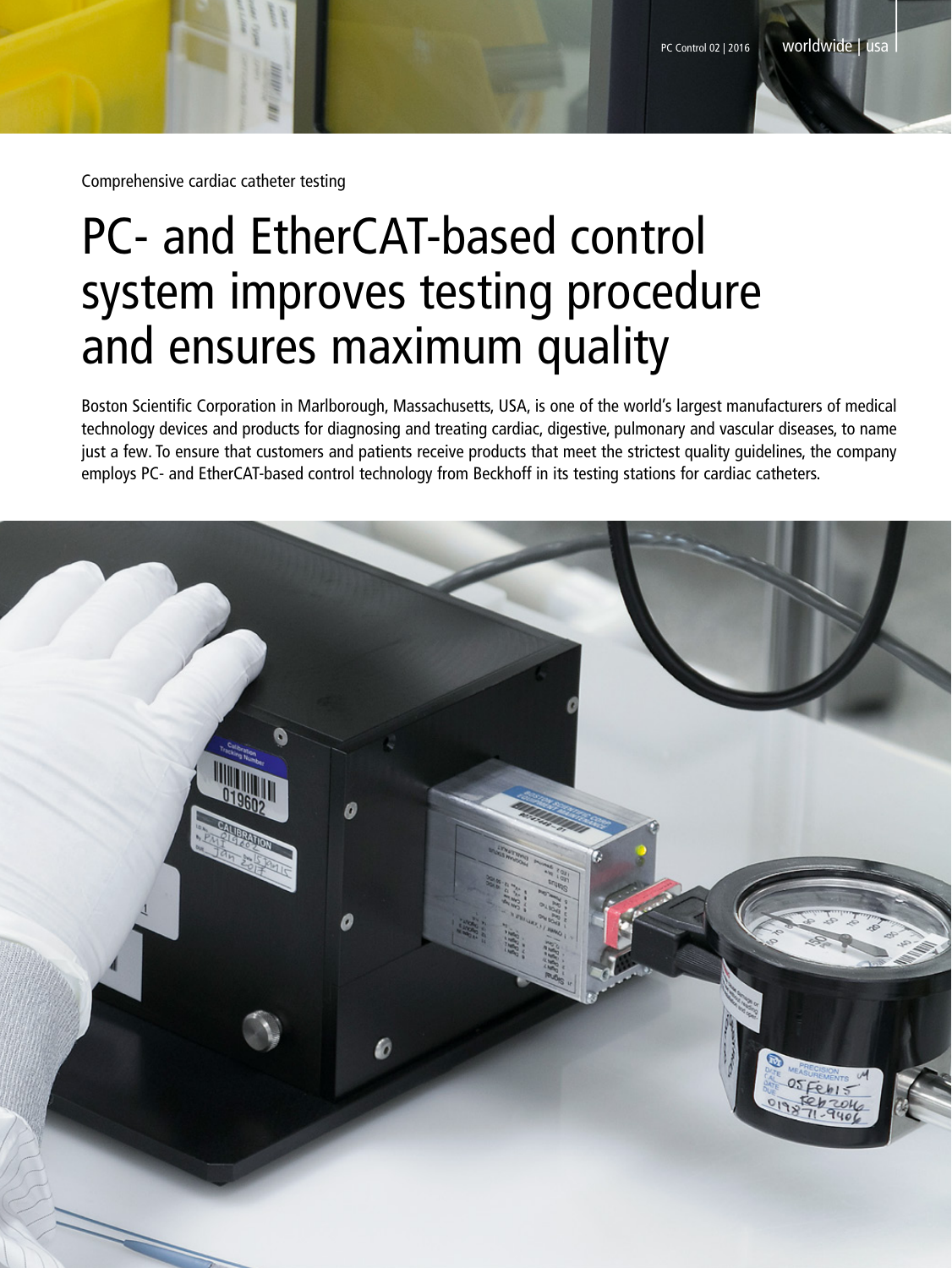Comprehensive cardiac catheter testing

# PC- and EtherCAT-based control system improves testing procedure and ensures maximum quality

Boston Scientific Corporation in Marlborough, Massachusetts, USA, is one of the world's largest manufacturers of medical technology devices and products for diagnosing and treating cardiac, digestive, pulmonary and vascular diseases, to name just a few. To ensure that customers and patients receive products that meet the strictest quality guidelines, the company employs PC- and EtherCAT-based control technology from Beckhoff in its testing stations for cardiac catheters.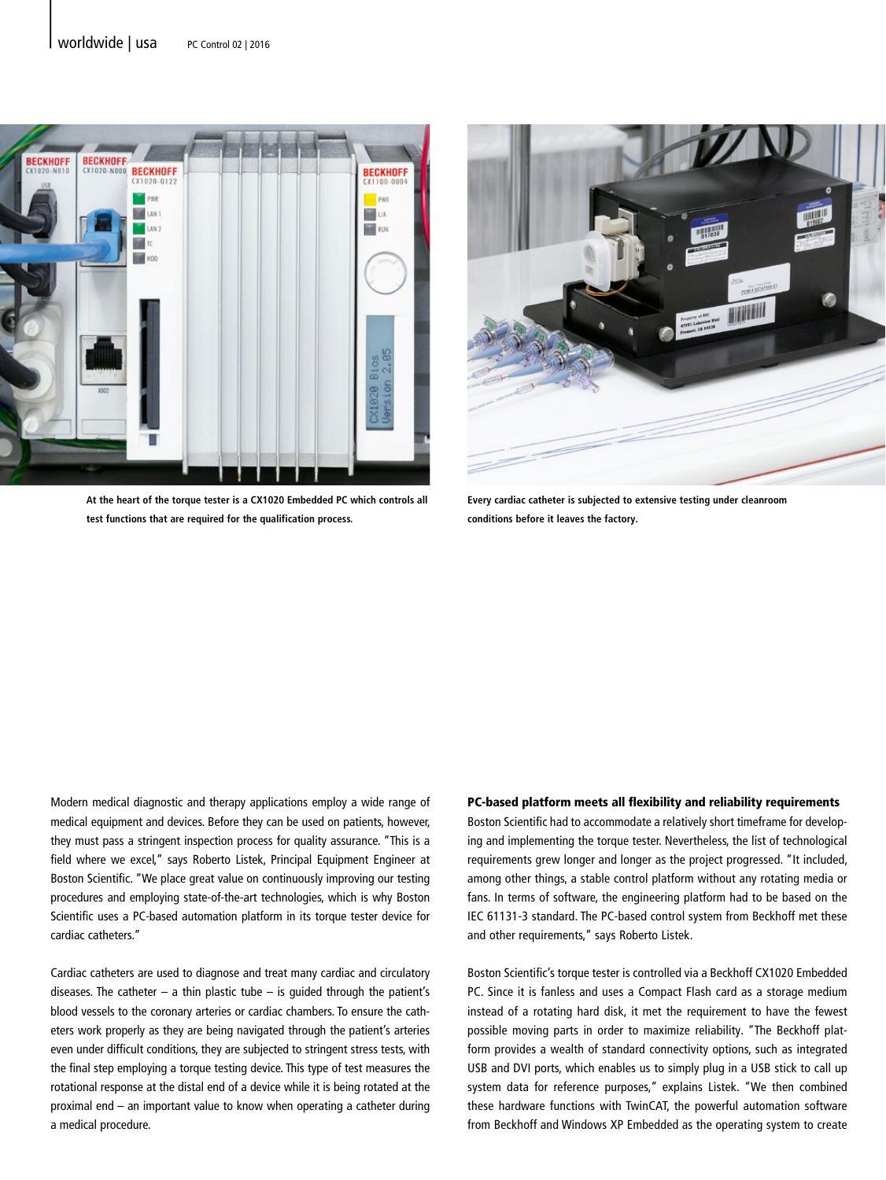At the heart of the torque tester is a CX1020 Embedded PC which controls all test functions that are required for the qualification process.

Every cardiac catheter is subjected to extensive testing under cleanroom conditions before it leaves the factory.

Modern medical diagnostic and therapy applications employ a wide range of medical equipment and devices. Before they can be used on patients, however, they must pass a stringent inspection process for quality assurance. "This is a field where we excel," says Roberto Listek, Principal Equipment Engineer at Boston Scientific. "We place great value on continuously improving our testing procedures and employing state-of-the-art technologies, which is why Boston Scientific uses a PC-based automation platform in its torque tester device for cardiac catheters."

Cardiac catheters are used to diagnose and treat many cardiac and circulatory diseases. The catheter – a thin plastic tube – is guided through the patient's blood vessels to the coronary arteries or cardiac chambers. To ensure the catheters work properly as they are being navigated through the patient's arteries even under difficult conditions, they are subjected to stringent stress tests, with the final step employing a torque testing device. This type of test measures the rotational response at the distal end of a device while it is being rotated at the proximal end – an important value to know when operating a catheter during a medical procedure.

**PC-based platform meets all flexibility and reliability requirements**

Boston Scientific had to accommodate a relatively short timeframe for developing and implementing the torque tester. Nevertheless, the list of technological requirements grew longer and longer as the project progressed. "It included, among other things, a stable control platform without any rotating media or fans. In terms of software, the engineering platform had to be based on the IEC 61131-3 standard. The PC-based control system from Beckhoff met these and other requirements," says Roberto Listek.

Boston Scientific's torque tester is controlled via a Beckhoff CX1020 Embedded PC. Since it is fanless and uses a Compact Flash card as a storage medium instead of a rotating hard disk, it met the requirement to have the fewest possible moving parts in order to maximize reliability. "The Beckhoff platform provides a wealth of standard connectivity options, such as integrated USB and DVI ports, which enables us to simply plug in a USB stick to call up system data for reference purposes," explains Listek. "We then combined these hardware functions with TwinCAT, the powerful automation software from Beckhoff and Windows XP Embedded as the operating system to create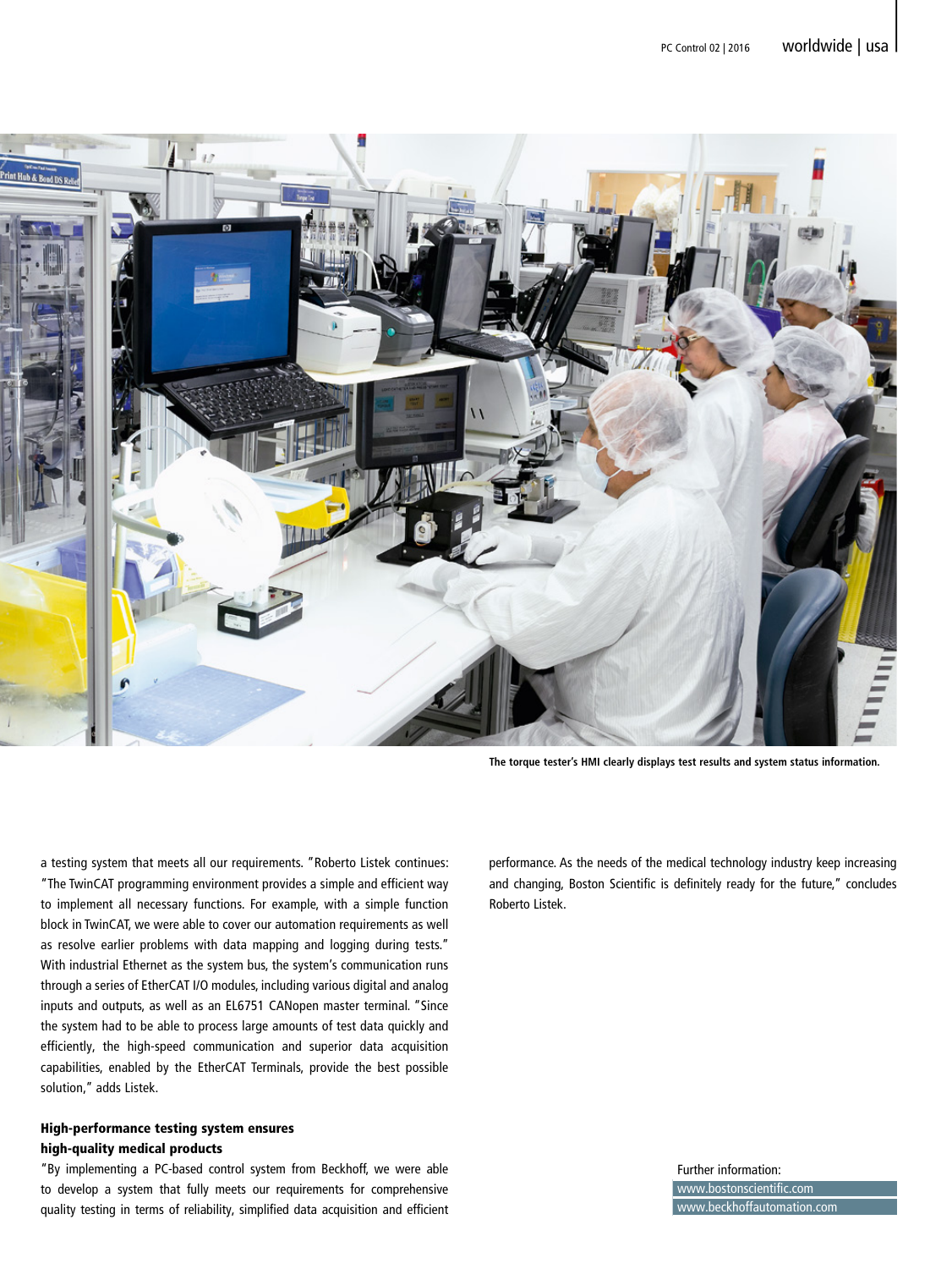The torque tester's HMI clearly displays test results and system status information.

a testing system that meets all our requirements. "Roberto Listek continues: "The TwinCAT programming environment provides a simple and efficient way to implement all necessary functions. For example, with a simple function block in TwinCAT, we were able to cover our automation requirements as well as resolve earlier problems with data mapping and logging during tests." With industrial Ethernet as the system bus, the system's communication runs through a series of EtherCAT I/O modules, including various digital and analog inputs and outputs, as well as an EL6751 CANopen master terminal. "Since the system had to be able to process large amounts of test data quickly and efficiently, the high-speed communication and superior data acquisition capabilities, enabled by the EtherCAT Terminals, provide the best possible solution," adds Listek.

**High-performance testing system ensures high-quality medical products**

"By implementing a PC-based control system from Beckhoff, we were able to develop a system that fully meets our requirements for comprehensive quality testing in terms of reliability, simplified data acquisition and efficient performance. As the needs of the medical technology industry keep increasing and changing, Boston Scientific is definitely ready for the future," concludes Roberto Listek.

Further information:
www.bostonscientific.com
www.beckhoffautomation.com